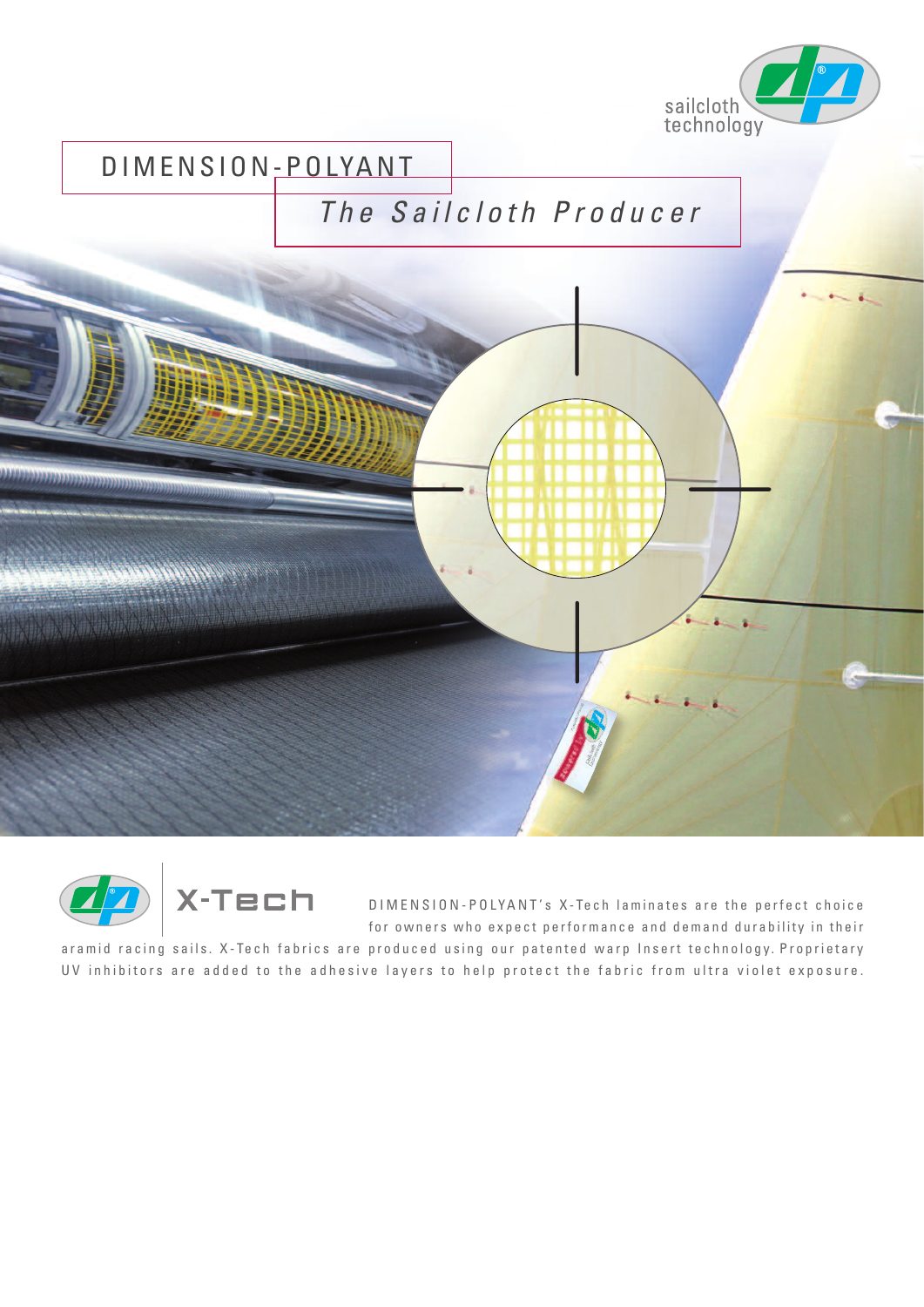sailcloth technology

# DIMENSION-POLYANT

## *The Sailcloth Producer*

## X-Tech

DIMENSION-POLYANT's X-Tech laminates are the perfect choice for owners who expect performance and demand durability in their aramid racing sails. X-Tech fabrics are produced using our patented warp Insert technology. Proprietary UV inhibitors are added to the adhesive layers to help protect the fabric from ultra violet exposure.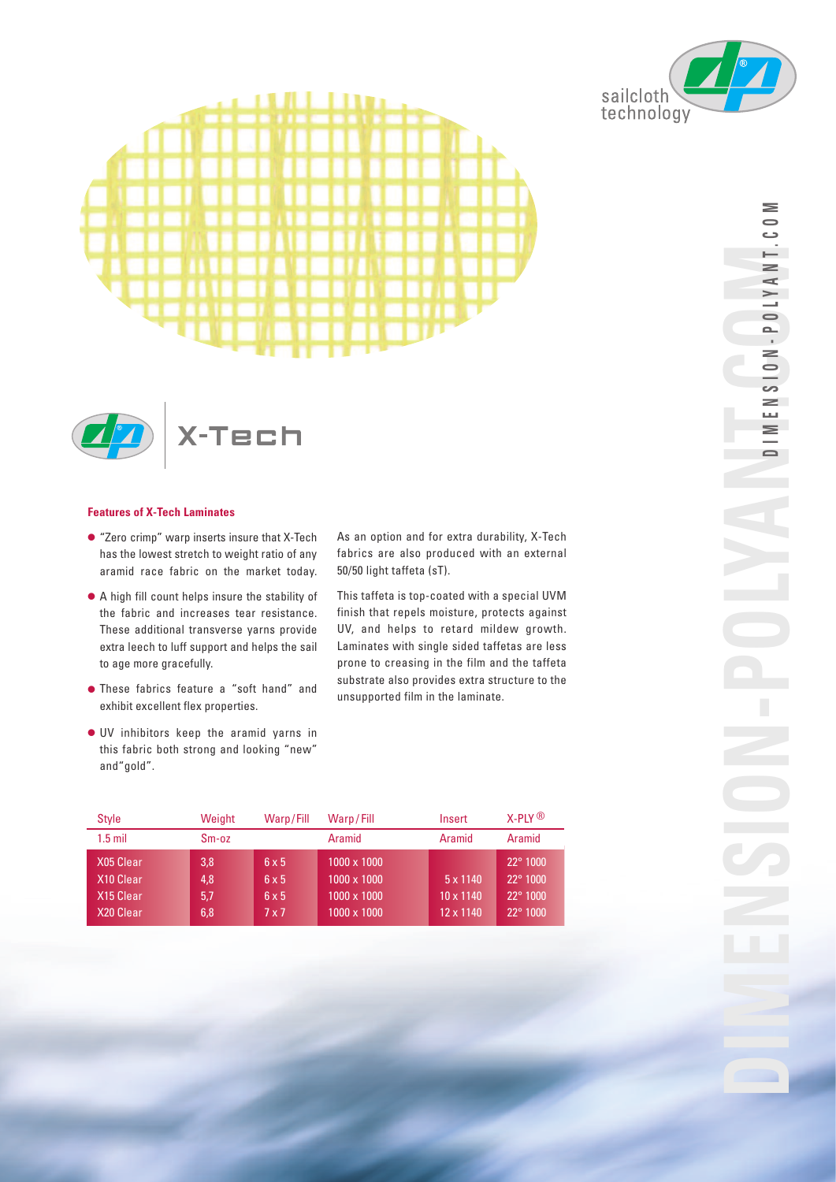sailcloth technology

DIMENSION-POLYANT.COM

# X-Tech

### Features of X-Tech Laminates

- "Zero crimp" warp inserts insure that X-Tech has the lowest stretch to weight ratio of any aramid race fabric on the market today.
- A high fill count helps insure the stability of the fabric and increases tear resistance. These additional transverse yarns provide extra leech to luff support and helps the sail to age more gracefully.
- These fabrics feature a "soft hand" and exhibit excellent flex properties.
- UV inhibitors keep the aramid yarns in this fabric both strong and looking "new" and"gold".

As an option and for extra durability, X-Tech fabrics are also produced with an external 50/50 light taffeta (sT).

This taffeta is top-coated with a special UVM finish that repels moisture, protects against UV, and helps to retard mildew growth. Laminates with single sided taffetas are less prone to creasing in the film and the taffeta substrate also provides extra structure to the unsupported film in the laminate.

| Style | Weight | Warp/Fill | Warp/Fill | Insert | X-PLY ® |
|---|---|---|---|---|---|
| 1.5 mil | Sm-oz | | Aramid | Aramid | Aramid |
| X05 Clear | 3,8 | 6 x 5 | 1000 x 1000 | | 22° 1000 |
| X10 Clear | 4,8 | 6 x 5 | 1000 x 1000 | 5 x 1140 | 22° 1000 |
| X15 Clear | 5,7 | 6 x 5 | 1000 x 1000 | 10 x 1140 | 22° 1000 |
| X20 Clear | 6,8 | 7 x 7 | 1000 x 1000 | 12 x 1140 | 22° 1000 |